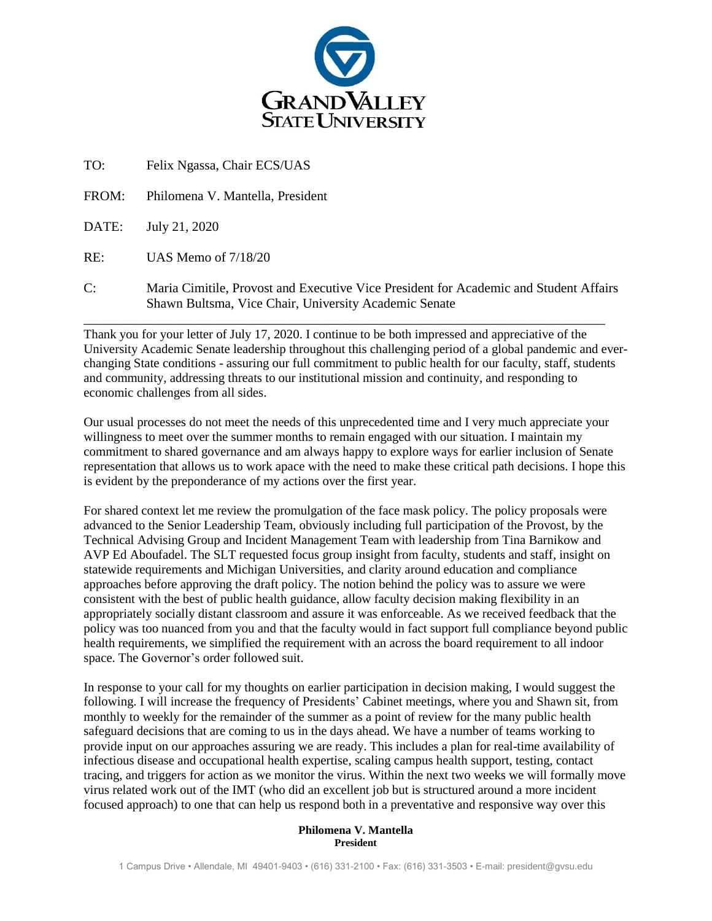# GRAND VALLEY STATE UNIVERSITY

TO: Felix Ngassa, Chair ECS/UAS

FROM: Philomena V. Mantella, President

DATE: July 21, 2020

RE: UAS Memo of 7/18/20

C: Maria Cimitile, Provost and Executive Vice President for Academic and Student Affairs
Shawn Bultsma, Vice Chair, University Academic Senate

---

Thank you for your letter of July 17, 2020. I continue to be both impressed and appreciative of the University Academic Senate leadership throughout this challenging period of a global pandemic and ever-changing State conditions - assuring our full commitment to public health for our faculty, staff, students and community, addressing threats to our institutional mission and continuity, and responding to economic challenges from all sides.

Our usual processes do not meet the needs of this unprecedented time and I very much appreciate your willingness to meet over the summer months to remain engaged with our situation. I maintain my commitment to shared governance and am always happy to explore ways for earlier inclusion of Senate representation that allows us to work apace with the need to make these critical path decisions. I hope this is evident by the preponderance of my actions over the first year.

For shared context let me review the promulgation of the face mask policy. The policy proposals were advanced to the Senior Leadership Team, obviously including full participation of the Provost, by the Technical Advising Group and Incident Management Team with leadership from Tina Barnikow and AVP Ed Aboufadel. The SLT requested focus group insight from faculty, students and staff, insight on statewide requirements and Michigan Universities, and clarity around education and compliance approaches before approving the draft policy. The notion behind the policy was to assure we were consistent with the best of public health guidance, allow faculty decision making flexibility in an appropriately socially distant classroom and assure it was enforceable. As we received feedback that the policy was too nuanced from you and that the faculty would in fact support full compliance beyond public health requirements, we simplified the requirement with an across the board requirement to all indoor space. The Governor's order followed suit.

In response to your call for my thoughts on earlier participation in decision making, I would suggest the following. I will increase the frequency of Presidents' Cabinet meetings, where you and Shawn sit, from monthly to weekly for the remainder of the summer as a point of review for the many public health safeguard decisions that are coming to us in the days ahead. We have a number of teams working to provide input on our approaches assuring we are ready. This includes a plan for real-time availability of infectious disease and occupational health expertise, scaling campus health support, testing, contact tracing, and triggers for action as we monitor the virus. Within the next two weeks we will formally move virus related work out of the IMT (who did an excellent job but is structured around a more incident focused approach) to one that can help us respond both in a preventative and responsive way over this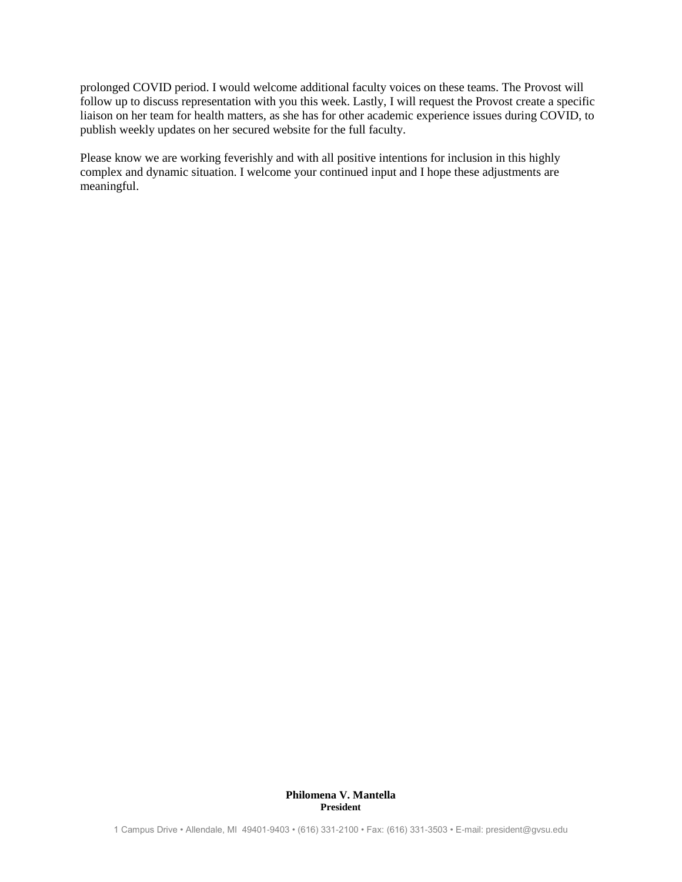prolonged COVID period. I would welcome additional faculty voices on these teams. The Provost will follow up to discuss representation with you this week. Lastly, I will request the Provost create a specific liaison on her team for health matters, as she has for other academic experience issues during COVID, to publish weekly updates on her secured website for the full faculty.

Please know we are working feverishly and with all positive intentions for inclusion in this highly complex and dynamic situation. I welcome your continued input and I hope these adjustments are meaningful.

**Philomena V. Mantella**
**President**

1 Campus Drive • Allendale, MI 49401-9403 • (616) 331-2100 • Fax: (616) 331-3503 • E-mail: president@gvsu.edu